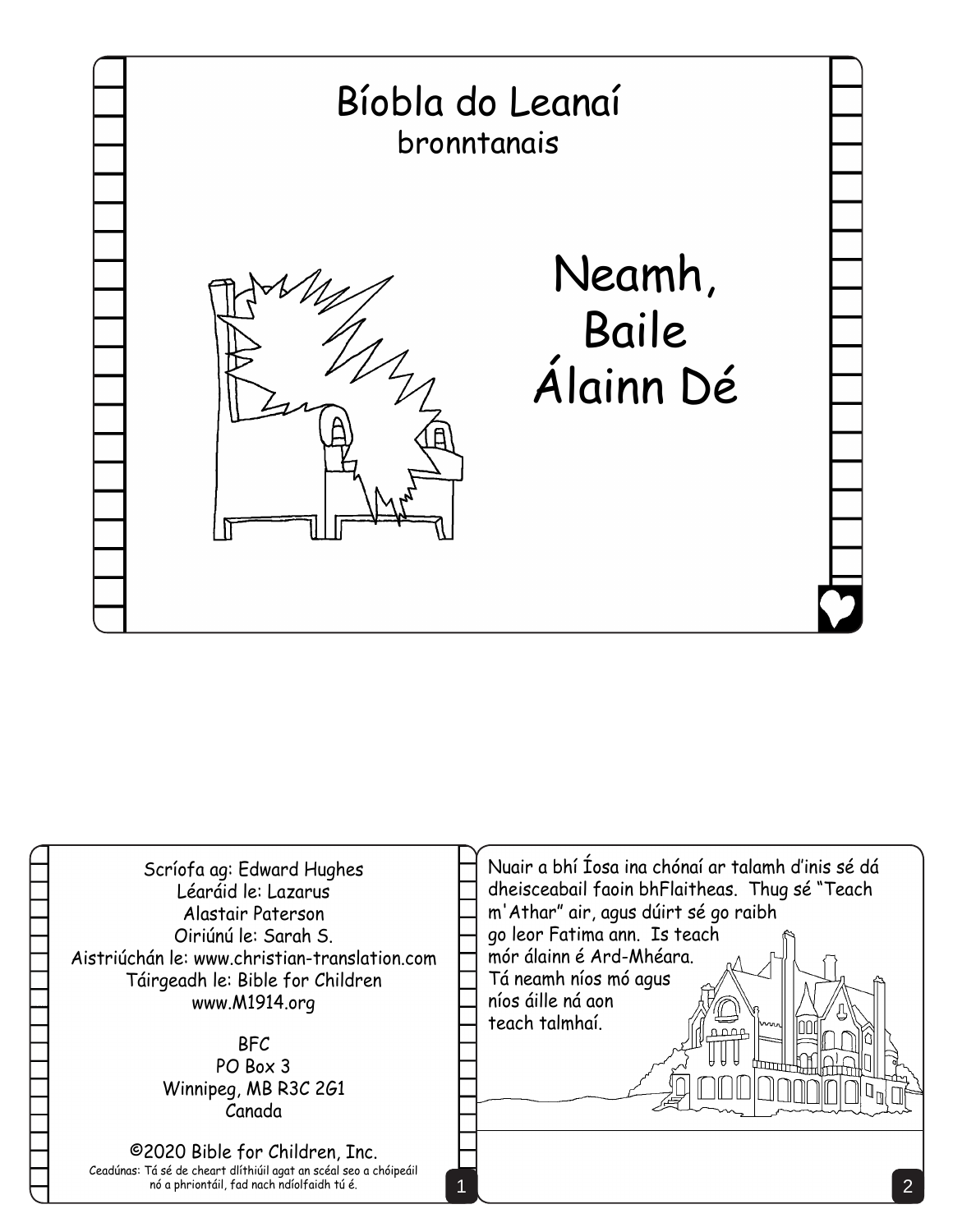# Bíobla do Leanaí

bronntanais

# Neamh, Baile Álainn Dé

Scríofa ag: Edward Hughes
Léaráid le: Lazarus
Alastair Paterson
Oiriúnú le: Sarah S.
Aistriúchán le: www.christian-translation.com
Táirgeadh le: Bible for Children
www.M1914.org

BFC
PO Box 3
Winnipeg, MB R3C 2G1
Canada

©2020 Bible for Children, Inc.
Ceadúnas: Tá sé de cheart dlíthiúil agat an scéal seo a chóipeáil nó a phriontáil, fad nach ndíolfaidh tú é.

Nuair a bhí Íosa ina chónaí ar talamh d'inis sé dá dheisceabail faoin bhFlaitheas. Thug sé "Teach m'Athar" air, agus dúirt sé go raibh go leor Fatima ann. Is teach mór álainn é Ard-Mhéara. Tá neamh níos mó agus níos áille ná aon teach talmhaí.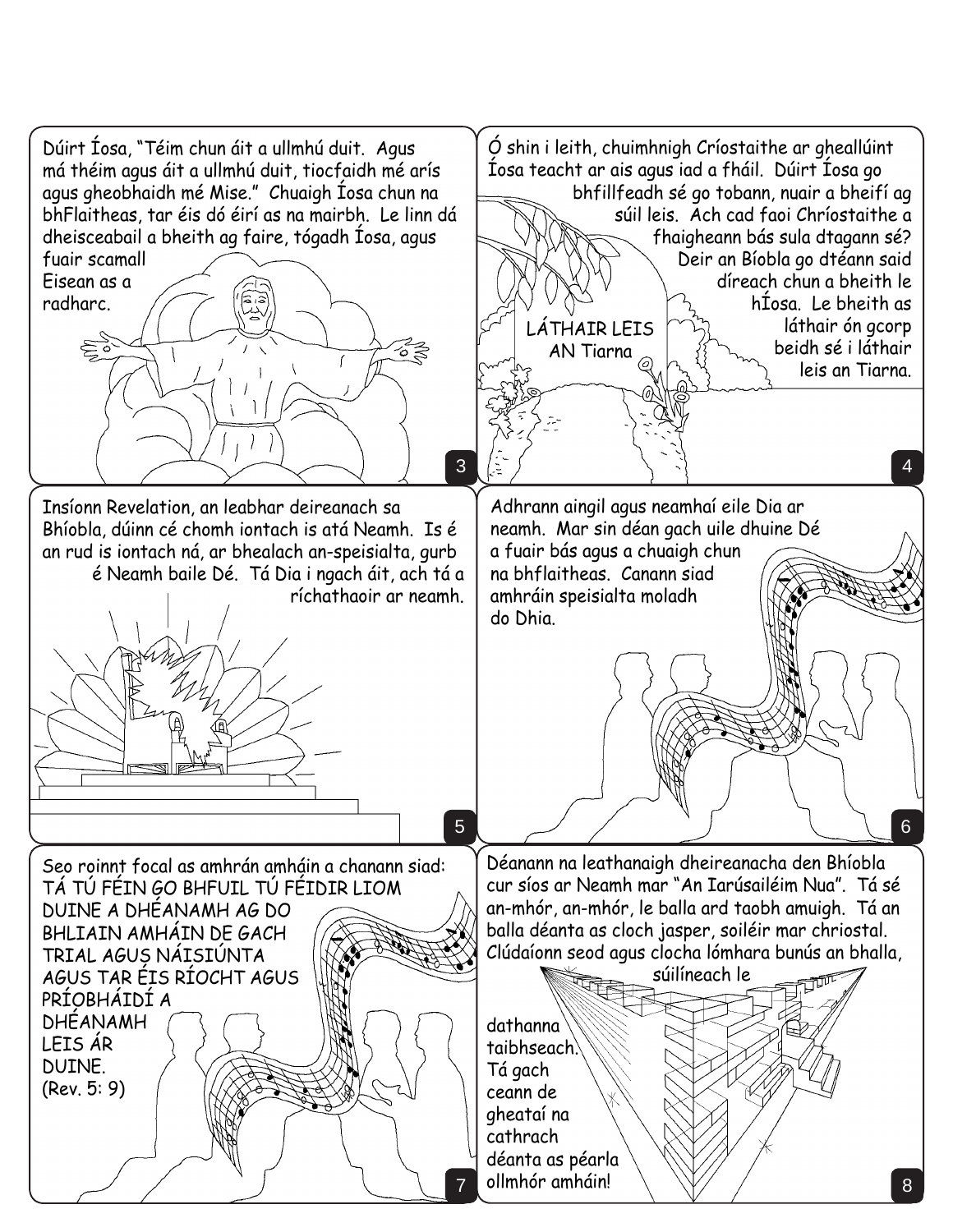Dúirt Íosa, "Téim chun áit a ullmhú duit. Agus má théim agus áit a ullmhú duit, tiocfaidh mé arís agus gheobhaidh mé Mise." Chuaigh Íosa chun na bhFlaitheas, tar éis dó éirí as na mairbh. Le linn dá dheisceabail a bheith ag faire, tógadh Íosa, agus fuair scamall Eisean as a radharc.

Ó shin i leith, chuimhnigh Críostaithe ar gheallúint Íosa teacht ar ais agus iad a fháil. Dúirt Íosa go bhfillfeadh sé go tobann, nuair a bheifí ag súil leis. Ach cad faoi Chríostaithe a fhaigheann bás sula dtagann sé? Deir an Bíobla go dtéann said díreach chun a bheith le hÍosa. Le bheith as láthair ón gcorp beidh sé i láthair leis an Tiarna.

LÁTHAIR LEIS AN Tiarna

Insíonn Revelation, an leabhar deireanach sa Bhíobla, dúinn cé chomh iontach is atá Neamh. Is é an rud is iontach ná, ar bhealach an-speisialta, gurb é Neamh baile Dé. Tá Dia i ngach áit, ach tá a ríchathaoir ar neamh.

Adhrann aingil agus neamhaí eile Dia ar neamh. Mar sin déan gach uile dhuine Dé a fuair bás agus a chuaigh chun na bhflaitheas. Canann siad amhráin speisialta moladh do Dhia.

Seo roinnt focal as amhrán amháin a chanann siad: TÁ TÚ FÉIN GO BHFUIL TÚ FÉIDIR LIOM DUINE A DHÉANAMH AG DO BHLIAIN AMHÁIN DE GACH TRIAL AGUS NÁISIÚNTA AGUS TAR ÉIS RÍOCHT AGUS PRÍOBHÁIDÍ A DHÉANAMH LEIS ÁR DUINE. (Rev. 5: 9)

Déanann na leathanaigh dheireanacha den Bhíobla cur síos ar Neamh mar "An Iarúsailéim Nua". Tá sé an-mhór, an-mhór, le balla ard taobh amuigh. Tá an balla déanta as cloch jasper, soiléir mar chriostal. Clúdaíonn seod agus clocha lómhara bunús an bhalla, súilíneach le dathanna taibhseach. Tá gach ceann de gheataí na cathrach déanta as péarla ollmhór amháin!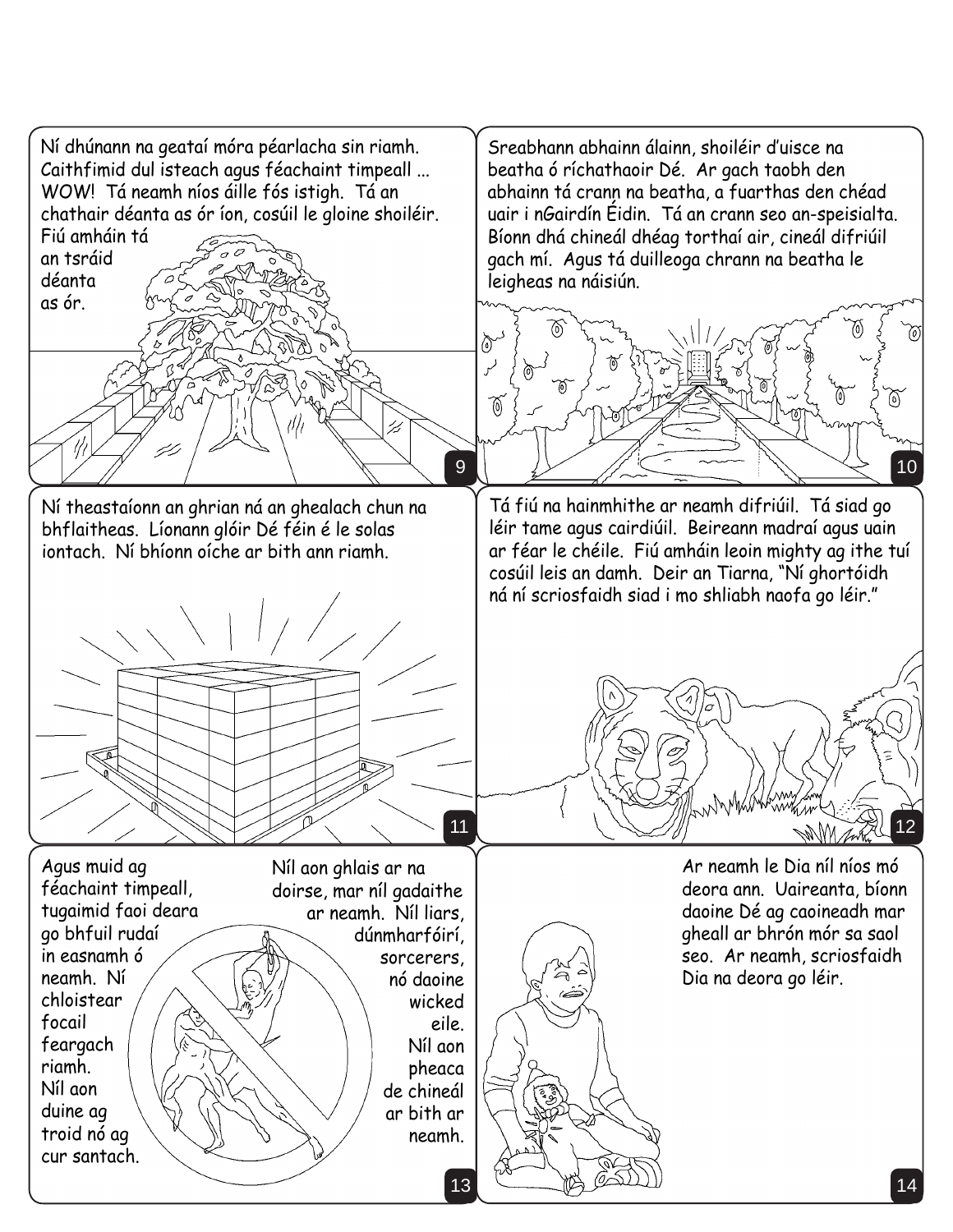Ní dhúnann na geataí móra péarlacha sin riamh. Caithfimid dul isteach agus féachaint timpeall ... WOW! Tá neamh níos áille fós istigh. Tá an chathair déanta as ór íon, cosúil le gloine shoiléir. Fiú amháin tá an tsráid déanta as ór.

Sreabhann abhainn álainn, shoiléir d'uisce na beatha ó ríchathaoir Dé. Ar gach taobh den abhainn tá crann na beatha, a fuarthas den chéad uair i nGairdín Éidin. Tá an crann seo an-speisialta. Bíonn dhá chineál dhéag torthaí air, cineál difriúil gach mí. Agus tá duilleoga chrann na beatha le leigheas na náisiún.

Ní theastaíonn an ghrian ná an ghealach chun na bhflaitheas. Líonann glóir Dé féin é le solas iontach. Ní bhíonn oíche ar bith ann riamh.

Tá fiú na hainmhithe ar neamh difriúil. Tá siad go léir tame agus cairdiúil. Beireann madraí agus uain ar féar le chéile. Fiú amháin leoin mighty ag ithe tuí cosúil leis an damh. Deir an Tiarna, "Ní ghortóidh ná ní scriosfaidh siad i mo shliabh naofa go léir."

Agus muid ag féachaint timpeall, tugaimid faoi deara go bhfuil rudaí in easnamh ó neamh. Ní chloistear focail feargach riamh. Níl aon duine ag troid nó ag cur santach.

Níl aon ghlais ar na doirse, mar níl gadaithe ar neamh. Níl liars, dúnmharfóirí, sorcerers, nó daoine wicked eile. Níl aon pheaca de chineál ar bith ar neamh.

Ar neamh le Dia níl níos mó deora ann. Uaireanta, bíonn daoine Dé ag caoineadh mar gheall ar bhrón mór sa saol seo. Ar neamh, scriosfaidh Dia na deora go léir.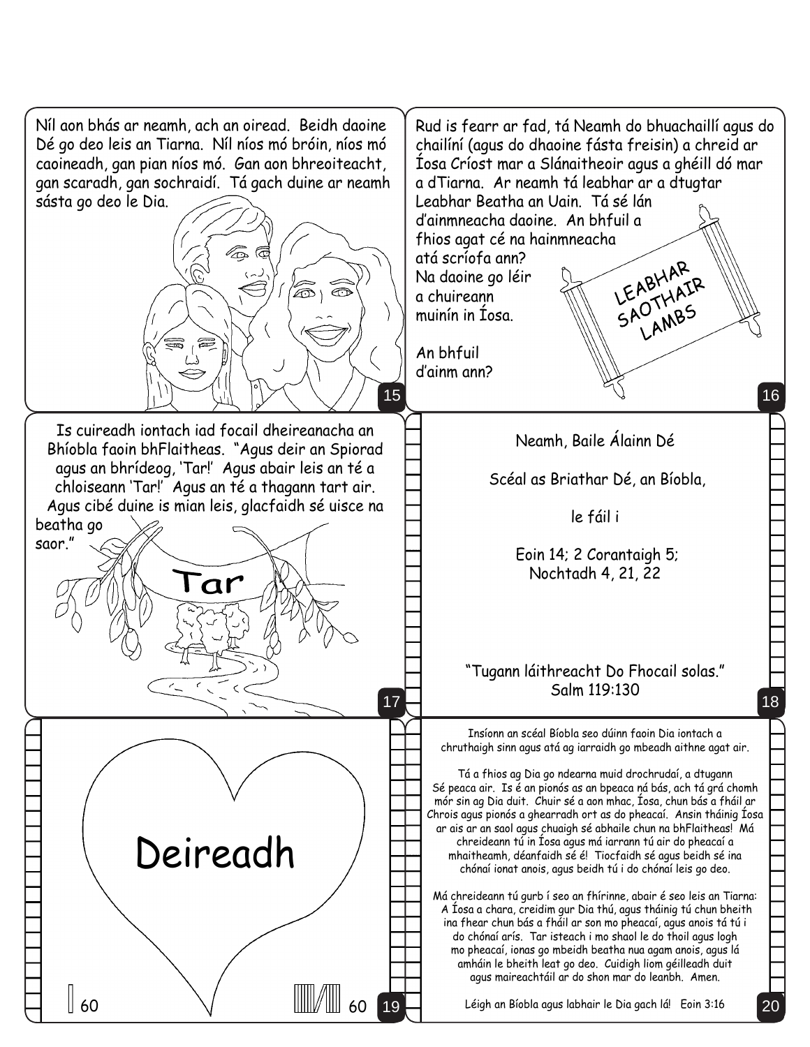Níl aon bhás ar neamh, ach an oiread. Beidh daoine Dé go deo leis an Tiarna. Níl níos mó bróin, níos mó caoineadh, gan pian níos mó. Gan aon bhreoiteacht, gan scaradh, gan sochraidí. Tá gach duine ar neamh sásta go deo le Dia.

Rud is fearr ar fad, tá Neamh do bhuachaillí agus do chailíní (agus do dhaoine fásta freisin) a chreid ar Íosa Críost mar a Slánaitheoir agus a ghéill dó mar a dTiarna. Ar neamh tá leabhar ar a dtugtar Leabhar Beatha an Uain. Tá sé lán d'ainmneacha daoine. An bhfuil a fhios agat cé na hainmneacha atá scríofa ann? Na daoine go léir a chuireann muinín in Íosa.

An bhfuil d'ainm ann?

LEABHAR SAOTHAIR LAMBS

Is cuireadh iontach iad focail dheireanacha an Bhíobla faoin bhFlaitheas. "Agus deir an Spiorad agus an bhrídeog, 'Tar!' Agus abair leis an té a chloiseann 'Tar!' Agus an té a thagann tart air. Agus cibé duine is mian leis, glacfaidh sé uisce na beatha go saor."

Tar

Neamh, Baile Álainn Dé

Scéal as Briathar Dé, an Bíobla,

le fáil i

Eoin 14; 2 Corantaigh 5; Nochtadh 4, 21, 22

"Tugann láithreacht Do Fhocail solas."
Salm 119:130

Deireadh

60 60

Insíonn an scéal Bíobla seo dúinn faoin Dia iontach a chruthaigh sinn agus atá ag iarraidh go mbeadh aithne agat air.

Tá a fhios ag Dia go ndearna muid drochrudaí, a dtugann Sé peaca air. Is é an pionós as an bpeaca ná bás, ach tá grá chomh mór sin ag Dia duit. Chuir sé a aon mhac, Íosa, chun bás a fháil ar Chrois agus pionós a ghearradh ort as do pheacaí. Ansin tháinig Íosa ar ais ar an saol agus chuaigh sé abhaile chun na bhFlaitheas! Má chreideann tú in Íosa agus má iarrann tú air do pheacaí a mhaitheamh, déanfaidh sé é! Tiocfaidh sé agus beidh sé ina chónaí ionat anois, agus beidh tú i do chónaí leis go deo.

Má chreideann tú gurb í seo an fhírinne, abair é seo leis an Tiarna: A Íosa a chara, creidim gur Dia thú, agus tháinig tú chun bheith ina fhear chun bás a fháil ar son mo pheacaí, agus anois tá tú i do chónaí arís. Tar isteach i mo shaol le do thoil agus logh mo pheacaí, ionas go mbeidh beatha nua agam anois, agus lá amháin le bheith leat go deo. Cuidigh liom géilleadh duit agus maireachtáil ar do shon mar do leanbh. Amen.

Léigh an Bíobla agus labhair le Dia gach lá! Eoin 3:16